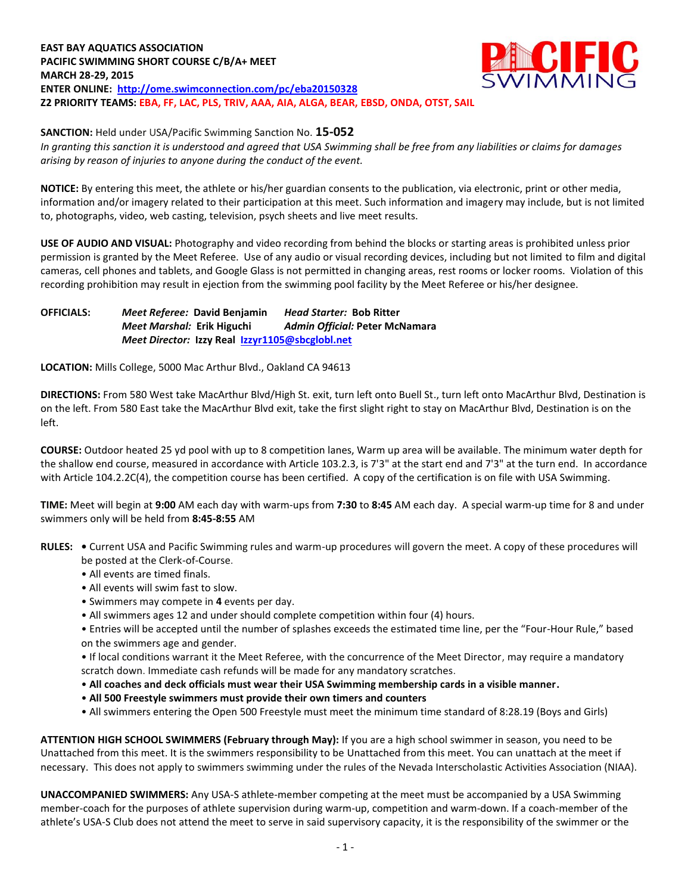**EAST BAY AQUATICS ASSOCIATION**
**PACIFIC SWIMMING SHORT COURSE C/B/A+ MEET**
**MARCH 28-29, 2015**
**ENTER ONLINE: http://ome.swimconnection.com/pc/eba20150328**
**Z2 PRIORITY TEAMS: EBA, FF, LAC, PLS, TRIV, AAA, AIA, ALGA, BEAR, EBSD, ONDA, OTST, SAIL**

**SANCTION:** Held under USA/Pacific Swimming Sanction No. **15-052**
*In granting this sanction it is understood and agreed that USA Swimming shall be free from any liabilities or claims for damages arising by reason of injuries to anyone during the conduct of the event.*

**NOTICE:** By entering this meet, the athlete or his/her guardian consents to the publication, via electronic, print or other media, information and/or imagery related to their participation at this meet. Such information and imagery may include, but is not limited to, photographs, video, web casting, television, psych sheets and live meet results.

**USE OF AUDIO AND VISUAL:** Photography and video recording from behind the blocks or starting areas is prohibited unless prior permission is granted by the Meet Referee. Use of any audio or visual recording devices, including but not limited to film and digital cameras, cell phones and tablets, and Google Glass is not permitted in changing areas, rest rooms or locker rooms. Violation of this recording prohibition may result in ejection from the swimming pool facility by the Meet Referee or his/her designee.

**OFFICIALS:** *Meet Referee:* **David Benjamin** *Head Starter:* **Bob Ritter**
*Meet Marshal:* **Erik Higuchi** *Admin Official:* **Peter McNamara**
*Meet Director:* **Izzy Real Izzyr1105@sbcglobl.net**

**LOCATION:** Mills College, 5000 Mac Arthur Blvd., Oakland CA 94613

**DIRECTIONS:** From 580 West take MacArthur Blvd/High St. exit, turn left onto Buell St., turn left onto MacArthur Blvd, Destination is on the left. From 580 East take the MacArthur Blvd exit, take the first slight right to stay on MacArthur Blvd, Destination is on the left.

**COURSE:** Outdoor heated 25 yd pool with up to 8 competition lanes, Warm up area will be available. The minimum water depth for the shallow end course, measured in accordance with Article 103.2.3, is 7'3" at the start end and 7'3" at the turn end. In accordance with Article 104.2.2C(4), the competition course has been certified. A copy of the certification is on file with USA Swimming.

**TIME:** Meet will begin at **9:00** AM each day with warm-ups from **7:30** to **8:45** AM each day. A special warm-up time for 8 and under swimmers only will be held from **8:45-8:55** AM

**RULES:**
- Current USA and Pacific Swimming rules and warm-up procedures will govern the meet. A copy of these procedures will be posted at the Clerk-of-Course.
- All events are timed finals.
- All events will swim fast to slow.
- Swimmers may compete in **4** events per day.
- All swimmers ages 12 and under should complete competition within four (4) hours.
- Entries will be accepted until the number of splashes exceeds the estimated time line, per the "Four-Hour Rule," based on the swimmers age and gender.
- If local conditions warrant it the Meet Referee, with the concurrence of the Meet Director, may require a mandatory scratch down. Immediate cash refunds will be made for any mandatory scratches.
- **All coaches and deck officials must wear their USA Swimming membership cards in a visible manner.**
- **All 500 Freestyle swimmers must provide their own timers and counters**
- All swimmers entering the Open 500 Freestyle must meet the minimum time standard of 8:28.19 (Boys and Girls)

**ATTENTION HIGH SCHOOL SWIMMERS (February through May):** If you are a high school swimmer in season, you need to be Unattached from this meet. It is the swimmers responsibility to be Unattached from this meet. You can unattach at the meet if necessary. This does not apply to swimmers swimming under the rules of the Nevada Interscholastic Activities Association (NIAA).

**UNACCOMPANIED SWIMMERS:** Any USA-S athlete-member competing at the meet must be accompanied by a USA Swimming member-coach for the purposes of athlete supervision during warm-up, competition and warm-down. If a coach-member of the athlete's USA-S Club does not attend the meet to serve in said supervisory capacity, it is the responsibility of the swimmer or the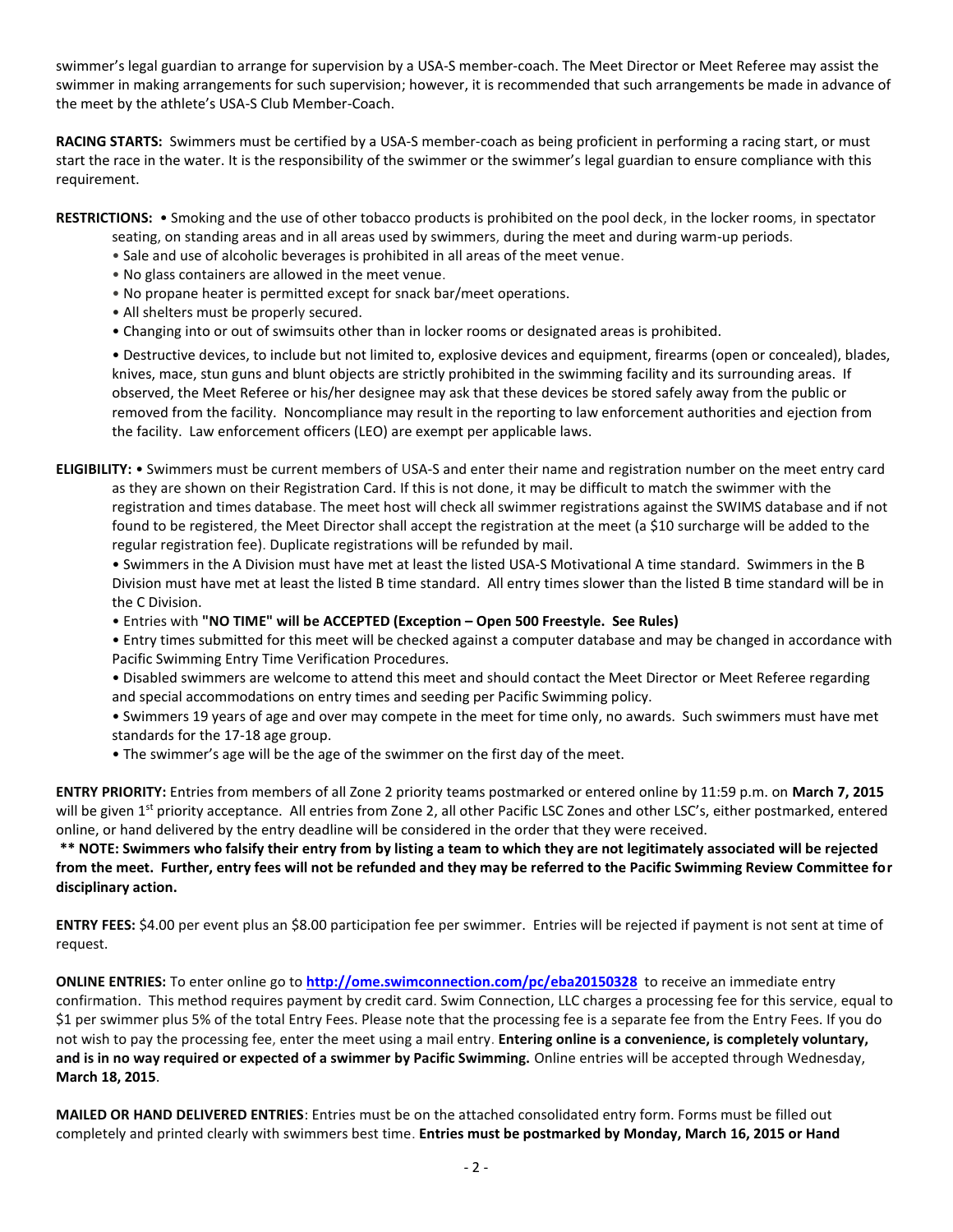swimmer's legal guardian to arrange for supervision by a USA-S member-coach. The Meet Director or Meet Referee may assist the swimmer in making arrangements for such supervision; however, it is recommended that such arrangements be made in advance of the meet by the athlete's USA-S Club Member-Coach.

**RACING STARTS:** Swimmers must be certified by a USA-S member-coach as being proficient in performing a racing start, or must start the race in the water. It is the responsibility of the swimmer or the swimmer's legal guardian to ensure compliance with this requirement.

**RESTRICTIONS:** • Smoking and the use of other tobacco products is prohibited on the pool deck, in the locker rooms, in spectator seating, on standing areas and in all areas used by swimmers, during the meet and during warm-up periods.

- Sale and use of alcoholic beverages is prohibited in all areas of the meet venue.
- No glass containers are allowed in the meet venue.
- No propane heater is permitted except for snack bar/meet operations.
- All shelters must be properly secured.
- Changing into or out of swimsuits other than in locker rooms or designated areas is prohibited.
- Destructive devices, to include but not limited to, explosive devices and equipment, firearms (open or concealed), blades, knives, mace, stun guns and blunt objects are strictly prohibited in the swimming facility and its surrounding areas. If observed, the Meet Referee or his/her designee may ask that these devices be stored safely away from the public or removed from the facility. Noncompliance may result in the reporting to law enforcement authorities and ejection from the facility. Law enforcement officers (LEO) are exempt per applicable laws.

**ELIGIBILITY:** • Swimmers must be current members of USA-S and enter their name and registration number on the meet entry card as they are shown on their Registration Card. If this is not done, it may be difficult to match the swimmer with the registration and times database. The meet host will check all swimmer registrations against the SWIMS database and if not found to be registered, the Meet Director shall accept the registration at the meet (a $10 surcharge will be added to the regular registration fee). Duplicate registrations will be refunded by mail.

- Swimmers in the A Division must have met at least the listed USA-S Motivational A time standard. Swimmers in the B Division must have met at least the listed B time standard. All entry times slower than the listed B time standard will be in the C Division.
- Entries with **"NO TIME" will be ACCEPTED (Exception – Open 500 Freestyle. See Rules)**
- Entry times submitted for this meet will be checked against a computer database and may be changed in accordance with Pacific Swimming Entry Time Verification Procedures.
- Disabled swimmers are welcome to attend this meet and should contact the Meet Director or Meet Referee regarding and special accommodations on entry times and seeding per Pacific Swimming policy.
- Swimmers 19 years of age and over may compete in the meet for time only, no awards. Such swimmers must have met standards for the 17-18 age group.
- The swimmer's age will be the age of the swimmer on the first day of the meet.

**ENTRY PRIORITY:** Entries from members of all Zone 2 priority teams postmarked or entered online by 11:59 p.m. on **March 7, 2015** will be given 1st priority acceptance. All entries from Zone 2, all other Pacific LSC Zones and other LSC's, either postmarked, entered online, or hand delivered by the entry deadline will be considered in the order that they were received.

**\*\* NOTE: Swimmers who falsify their entry from by listing a team to which they are not legitimately associated will be rejected from the meet. Further, entry fees will not be refunded and they may be referred to the Pacific Swimming Review Committee for disciplinary action.**

**ENTRY FEES:** $4.00 per event plus an $8.00 participation fee per swimmer. Entries will be rejected if payment is not sent at time of request.

**ONLINE ENTRIES:** To enter online go to **http://ome.swimconnection.com/pc/eba20150328** to receive an immediate entry confirmation. This method requires payment by credit card. Swim Connection, LLC charges a processing fee for this service, equal to $1 per swimmer plus 5% of the total Entry Fees. Please note that the processing fee is a separate fee from the Entry Fees. If you do not wish to pay the processing fee, enter the meet using a mail entry. **Entering online is a convenience, is completely voluntary, and is in no way required or expected of a swimmer by Pacific Swimming.** Online entries will be accepted through Wednesday, **March 18, 2015**.

**MAILED OR HAND DELIVERED ENTRIES**: Entries must be on the attached consolidated entry form. Forms must be filled out completely and printed clearly with swimmers best time. **Entries must be postmarked by Monday, March 16, 2015 or Hand**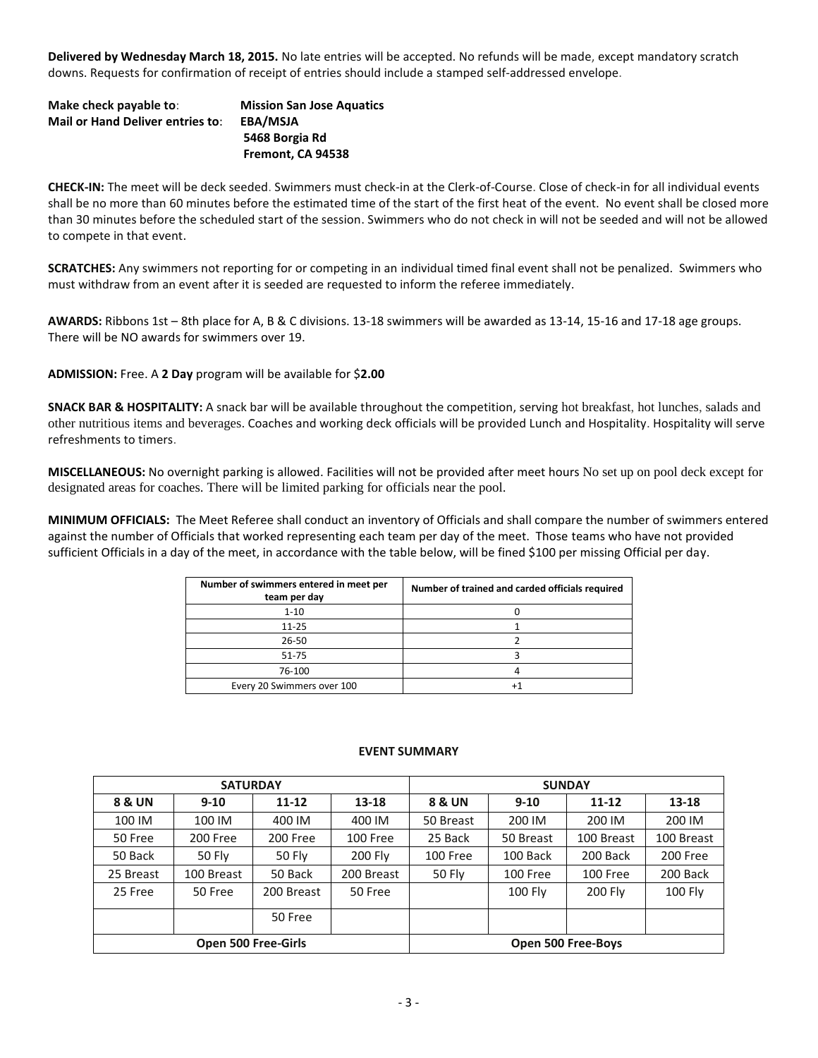**Delivered by Wednesday March 18, 2015.** No late entries will be accepted. No refunds will be made, except mandatory scratch downs. Requests for confirmation of receipt of entries should include a stamped self-addressed envelope.

**Make check payable to**: **Mission San Jose Aquatics**
**Mail or Hand Deliver entries to**: **EBA/MSJA**
**5468 Borgia Rd**
**Fremont, CA 94538**

**CHECK-IN:** The meet will be deck seeded. Swimmers must check-in at the Clerk-of-Course. Close of check-in for all individual events shall be no more than 60 minutes before the estimated time of the start of the first heat of the event. No event shall be closed more than 30 minutes before the scheduled start of the session. Swimmers who do not check in will not be seeded and will not be allowed to compete in that event.

**SCRATCHES:** Any swimmers not reporting for or competing in an individual timed final event shall not be penalized. Swimmers who must withdraw from an event after it is seeded are requested to inform the referee immediately.

**AWARDS:** Ribbons 1st – 8th place for A, B & C divisions. 13-18 swimmers will be awarded as 13-14, 15-16 and 17-18 age groups. There will be NO awards for swimmers over 19.

**ADMISSION:** Free. A **2 Day** program will be available for $**2.00**

**SNACK BAR & HOSPITALITY:** A snack bar will be available throughout the competition, serving hot breakfast, hot lunches, salads and other nutritious items and beverages. Coaches and working deck officials will be provided Lunch and Hospitality. Hospitality will serve refreshments to timers.

**MISCELLANEOUS:** No overnight parking is allowed. Facilities will not be provided after meet hours No set up on pool deck except for designated areas for coaches. There will be limited parking for officials near the pool.

**MINIMUM OFFICIALS:** The Meet Referee shall conduct an inventory of Officials and shall compare the number of swimmers entered against the number of Officials that worked representing each team per day of the meet. Those teams who have not provided sufficient Officials in a day of the meet, in accordance with the table below, will be fined $100 per missing Official per day.

| Number of swimmers entered in meet per team per day | Number of trained and carded officials required |
|---|---|
| 1-10 | 0 |
| 11-25 | 1 |
| 26-50 | 2 |
| 51-75 | 3 |
| 76-100 | 4 |
| Every 20 Swimmers over 100 | +1 |

**EVENT SUMMARY**

| SATURDAY | | | | SUNDAY | | | |
|---|---|---|---|---|---|---|---|
| **8 & UN** | **9-10** | **11-12** | **13-18** | **8 & UN** | **9-10** | **11-12** | **13-18** |
| 100 IM | 100 IM | 400 IM | 400 IM | 50 Breast | 200 IM | 200 IM | 200 IM |
| 50 Free | 200 Free | 200 Free | 100 Free | 25 Back | 50 Breast | 100 Breast | 100 Breast |
| 50 Back | 50 Fly | 50 Fly | 200 Fly | 100 Free | 100 Back | 200 Back | 200 Free |
| 25 Breast | 100 Breast | 50 Back | 200 Breast | 50 Fly | 100 Free | 100 Free | 200 Back |
| 25 Free | 50 Free | 200 Breast | 50 Free | | 100 Fly | 200 Fly | 100 Fly |
| | | 50 Free | | | | | |
| **Open 500 Free-Girls** | | | | **Open 500 Free-Boys** | | | |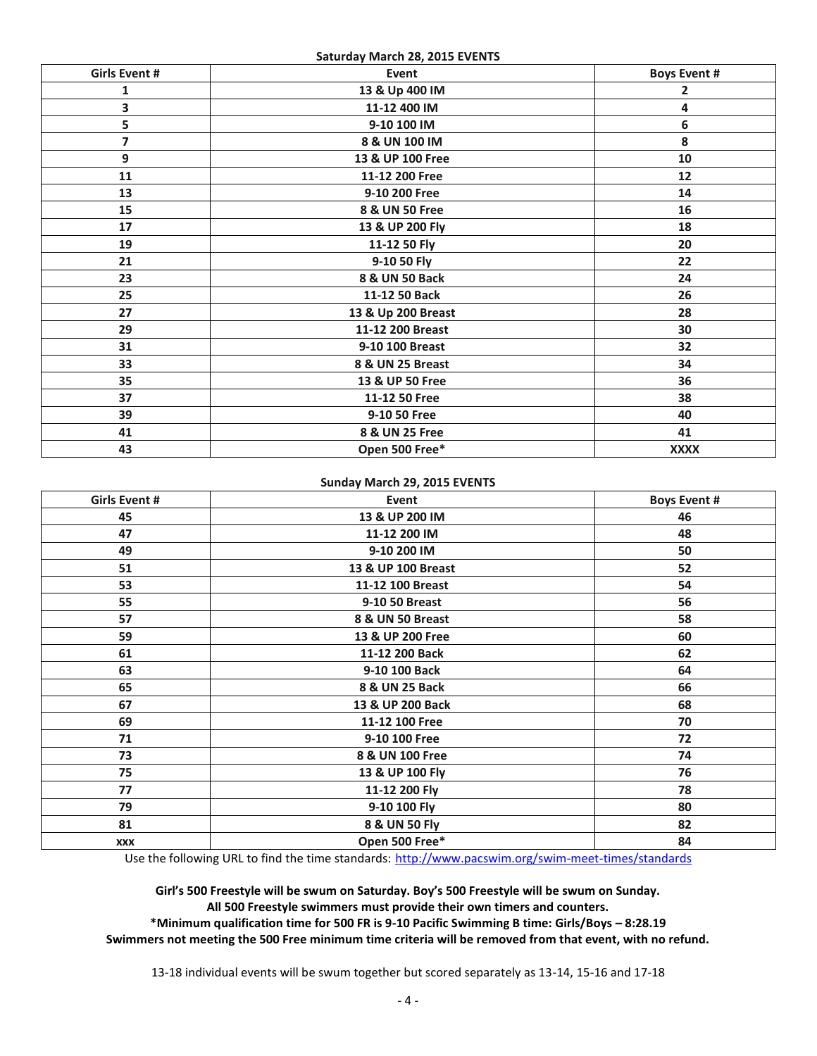**Saturday March 28, 2015 EVENTS**

| Girls Event # | Event | Boys Event # |
|---|---|---|
| 1 | 13 & Up 400 IM | 2 |
| 3 | 11-12 400 IM | 4 |
| 5 | 9-10 100 IM | 6 |
| 7 | 8 & UN 100 IM | 8 |
| 9 | 13 & UP 100 Free | 10 |
| 11 | 11-12 200 Free | 12 |
| 13 | 9-10 200 Free | 14 |
| 15 | 8 & UN 50 Free | 16 |
| 17 | 13 & UP 200 Fly | 18 |
| 19 | 11-12 50 Fly | 20 |
| 21 | 9-10 50 Fly | 22 |
| 23 | 8 & UN 50 Back | 24 |
| 25 | 11-12 50 Back | 26 |
| 27 | 13 & Up 200 Breast | 28 |
| 29 | 11-12 200 Breast | 30 |
| 31 | 9-10 100 Breast | 32 |
| 33 | 8 & UN 25 Breast | 34 |
| 35 | 13 & UP 50 Free | 36 |
| 37 | 11-12 50 Free | 38 |
| 39 | 9-10 50 Free | 40 |
| 41 | 8 & UN 25 Free | 41 |
| 43 | Open 500 Free* | XXXX |

**Sunday March 29, 2015 EVENTS**

| Girls Event # | Event | Boys Event # |
|---|---|---|
| 45 | 13 & UP 200 IM | 46 |
| 47 | 11-12 200 IM | 48 |
| 49 | 9-10 200 IM | 50 |
| 51 | 13 & UP 100 Breast | 52 |
| 53 | 11-12 100 Breast | 54 |
| 55 | 9-10 50 Breast | 56 |
| 57 | 8 & UN 50 Breast | 58 |
| 59 | 13 & UP 200 Free | 60 |
| 61 | 11-12 200 Back | 62 |
| 63 | 9-10 100 Back | 64 |
| 65 | 8 & UN 25 Back | 66 |
| 67 | 13 & UP 200 Back | 68 |
| 69 | 11-12 100 Free | 70 |
| 71 | 9-10 100 Free | 72 |
| 73 | 8 & UN 100 Free | 74 |
| 75 | 13 & UP 100 Fly | 76 |
| 77 | 11-12 200 Fly | 78 |
| 79 | 9-10 100 Fly | 80 |
| 81 | 8 & UN 50 Fly | 82 |
| XXX | Open 500 Free* | 84 |

Use the following URL to find the time standards: http://www.pacswim.org/swim-meet-times/standards

**Girl's 500 Freestyle will be swum on Saturday. Boy's 500 Freestyle will be swum on Sunday.**
**All 500 Freestyle swimmers must provide their own timers and counters.**
***Minimum qualification time for 500 FR is 9-10 Pacific Swimming B time: Girls/Boys – 8:28.19**
**Swimmers not meeting the 500 Free minimum time criteria will be removed from that event, with no refund.**

13-18 individual events will be swum together but scored separately as 13-14, 15-16 and 17-18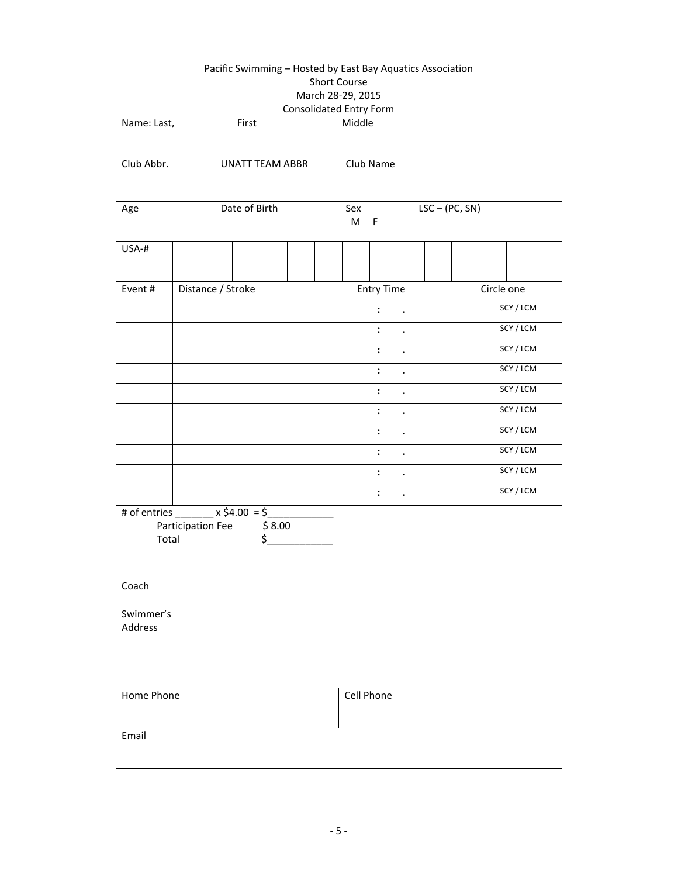Pacific Swimming – Hosted by East Bay Aquatics Association
Short Course
March 28-29, 2015
Consolidated Entry Form

| Name: Last, | First | Middle |
|---|---|---|
| | | |

| Club Abbr. | UNATT TEAM ABBR | Club Name |
|---|---|---|
| | | |

| Age | Date of Birth | Sex M F | LSC – (PC, SN) |
|---|---|---|---|
| | | | |

| USA-# | | | | | | | | | | | | | | |
|---|---|---|---|---|---|---|---|---|---|---|---|---|---|---|
| | | | | | | | | | | | | | | |

| Event # | Distance / Stroke | Entry Time | Circle one |
|---|---|---|---|
| | | : . | SCY / LCM |
| | | : . | SCY / LCM |
| | | : . | SCY / LCM |
| | | : . | SCY / LCM |
| | | : . | SCY / LCM |
| | | : . | SCY / LCM |
| | | : . | SCY / LCM |
| | | : . | SCY / LCM |
| | | : . | SCY / LCM |
| | | : . | SCY / LCM |

# of entries _______ x $4.00 = $____________
Participation Fee $ 8.00
Total $____________

Coach

Swimmer's Address

| Home Phone | Cell Phone |
|---|---|
| | |

Email